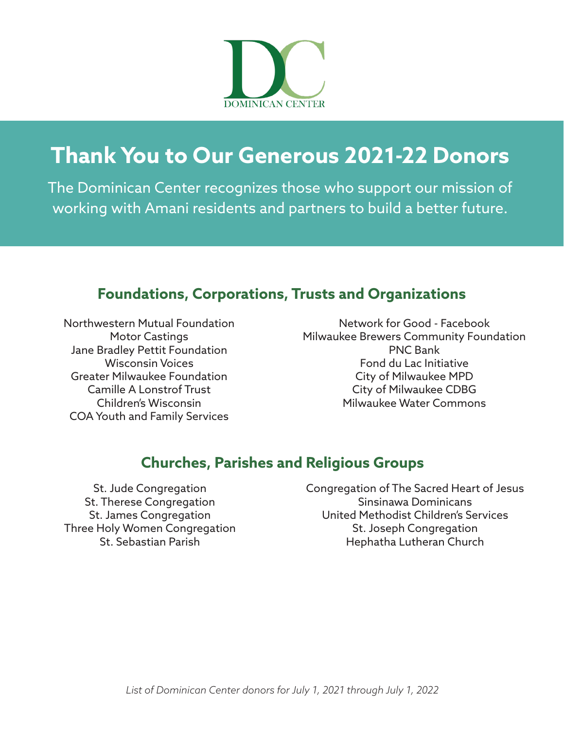DOMINICAN CENTER

# Thank You to Our Generous 2021-22 Donors

The Dominican Center recognizes those who support our mission of working with Amani residents and partners to build a better future.

## Foundations, Corporations, Trusts and Organizations

Northwestern Mutual Foundation
Motor Castings
Jane Bradley Pettit Foundation
Wisconsin Voices
Greater Milwaukee Foundation
Camille A Lonstrof Trust
Children's Wisconsin
COA Youth and Family Services
Network for Good - Facebook
Milwaukee Brewers Community Foundation
PNC Bank
Fond du Lac Initiative
City of Milwaukee MPD
City of Milwaukee CDBG
Milwaukee Water Commons

## Churches, Parishes and Religious Groups

St. Jude Congregation
St. Therese Congregation
St. James Congregation
Three Holy Women Congregation
St. Sebastian Parish
Congregation of The Sacred Heart of Jesus
Sinsinawa Dominicans
United Methodist Children's Services
St. Joseph Congregation
Hephatha Lutheran Church

*List of Dominican Center donors for July 1, 2021 through July 1, 2022*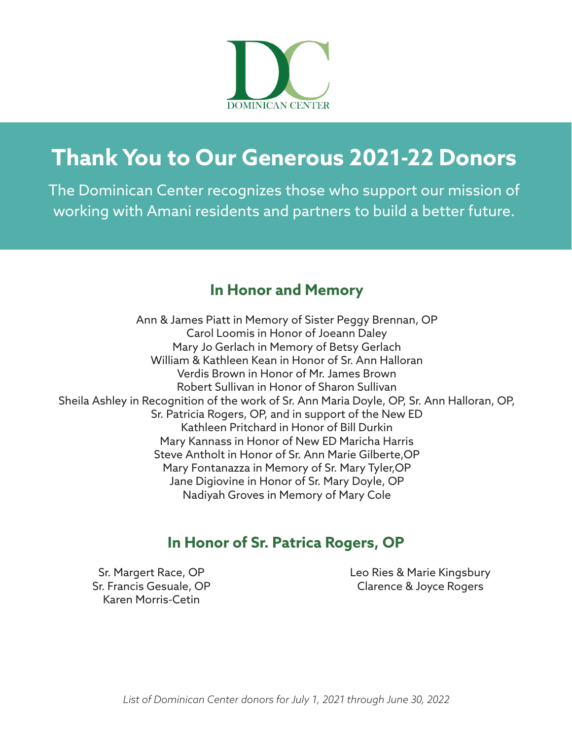DOMINICAN CENTER

# Thank You to Our Generous 2021-22 Donors

The Dominican Center recognizes those who support our mission of working with Amani residents and partners to build a better future.

## In Honor and Memory

Ann & James Piatt in Memory of Sister Peggy Brennan, OP
Carol Loomis in Honor of Joeann Daley
Mary Jo Gerlach in Memory of Betsy Gerlach
William & Kathleen Kean in Honor of Sr. Ann Halloran
Verdis Brown in Honor of Mr. James Brown
Robert Sullivan in Honor of Sharon Sullivan
Sheila Ashley in Recognition of the work of Sr. Ann Maria Doyle, OP, Sr. Ann Halloran, OP, Sr. Patricia Rogers, OP, and in support of the New ED
Kathleen Pritchard in Honor of Bill Durkin
Mary Kannass in Honor of New ED Maricha Harris
Steve Antholt in Honor of Sr. Ann Marie Gilberte,OP
Mary Fontanazza in Memory of Sr. Mary Tyler,OP
Jane Digiovine in Honor of Sr. Mary Doyle, OP
Nadiyah Groves in Memory of Mary Cole

## In Honor of Sr. Patrica Rogers, OP

Sr. Margert Race, OP
Sr. Francis Gesuale, OP
Karen Morris-Cetin
Leo Ries & Marie Kingsbury
Clarence & Joyce Rogers

*List of Dominican Center donors for July 1, 2021 through June 30, 2022*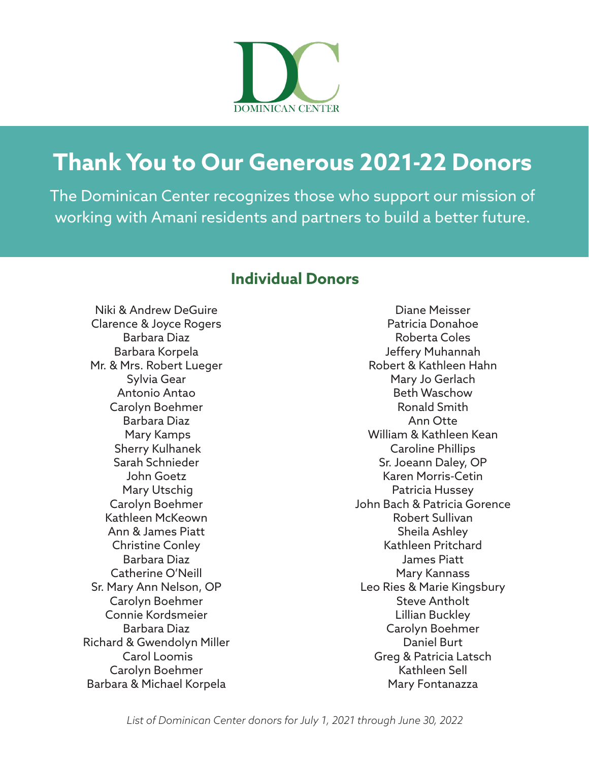DOMINICAN CENTER

# Thank You to Our Generous 2021-22 Donors

The Dominican Center recognizes those who support our mission of working with Amani residents and partners to build a better future.

## Individual Donors

Niki & Andrew DeGuire
Clarence & Joyce Rogers
Barbara Diaz
Barbara Korpela
Mr. & Mrs. Robert Lueger
Sylvia Gear
Antonio Antao
Carolyn Boehmer
Barbara Diaz
Mary Kamps
Sherry Kulhanek
Sarah Schnieder
John Goetz
Mary Utschig
Carolyn Boehmer
Kathleen McKeown
Ann & James Piatt
Christine Conley
Barbara Diaz
Catherine O'Neill
Sr. Mary Ann Nelson, OP
Carolyn Boehmer
Connie Kordsmeier
Barbara Diaz
Richard & Gwendolyn Miller
Carol Loomis
Carolyn Boehmer
Barbara & Michael Korpela
Diane Meisser
Patricia Donahoe
Roberta Coles
Jeffery Muhannah
Robert & Kathleen Hahn
Mary Jo Gerlach
Beth Waschow
Ronald Smith
Ann Otte
William & Kathleen Kean
Caroline Phillips
Sr. Joeann Daley, OP
Karen Morris-Cetin
Patricia Hussey
John Bach & Patricia Gorence
Robert Sullivan
Sheila Ashley
Kathleen Pritchard
James Piatt
Mary Kannass
Leo Ries & Marie Kingsbury
Steve Antholt
Lillian Buckley
Carolyn Boehmer
Daniel Burt
Greg & Patricia Latsch
Kathleen Sell
Mary Fontanazza

*List of Dominican Center donors for July 1, 2021 through June 30, 2022*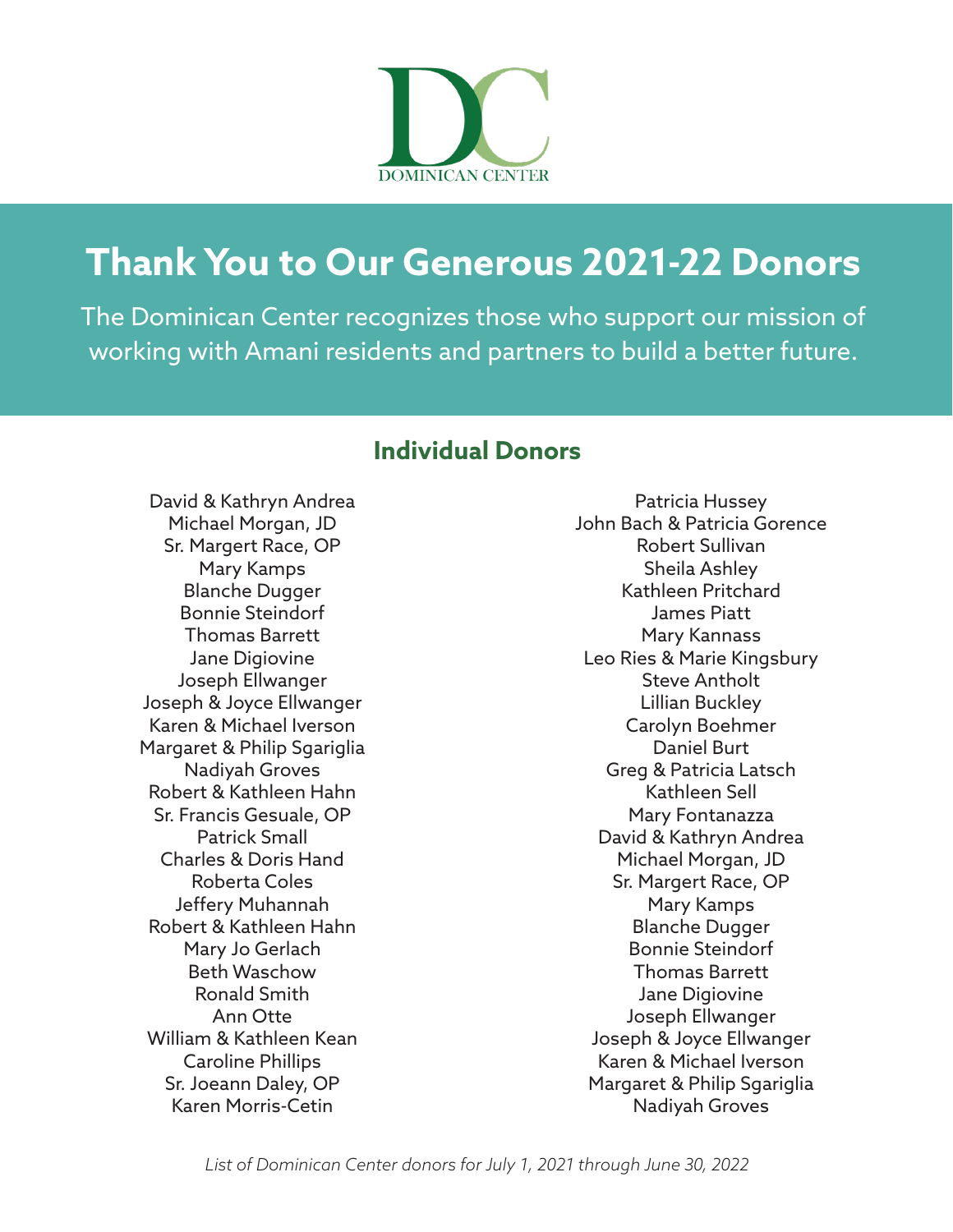DOMINICAN CENTER

# Thank You to Our Generous 2021-22 Donors

The Dominican Center recognizes those who support our mission of working with Amani residents and partners to build a better future.

## Individual Donors

David & Kathryn Andrea
Michael Morgan, JD
Sr. Margert Race, OP
Mary Kamps
Blanche Dugger
Bonnie Steindorf
Thomas Barrett
Jane Digiovine
Joseph Ellwanger
Joseph & Joyce Ellwanger
Karen & Michael Iverson
Margaret & Philip Sgariglia
Nadiyah Groves
Robert & Kathleen Hahn
Sr. Francis Gesuale, OP
Patrick Small
Charles & Doris Hand
Roberta Coles
Jeffery Muhannah
Robert & Kathleen Hahn
Mary Jo Gerlach
Beth Waschow
Ronald Smith
Ann Otte
William & Kathleen Kean
Caroline Phillips
Sr. Joeann Daley, OP
Karen Morris-Cetin

Patricia Hussey
John Bach & Patricia Gorence
Robert Sullivan
Sheila Ashley
Kathleen Pritchard
James Piatt
Mary Kannass
Leo Ries & Marie Kingsbury
Steve Antholt
Lillian Buckley
Carolyn Boehmer
Daniel Burt
Greg & Patricia Latsch
Kathleen Sell
Mary Fontanazza
David & Kathryn Andrea
Michael Morgan, JD
Sr. Margert Race, OP
Mary Kamps
Blanche Dugger
Bonnie Steindorf
Thomas Barrett
Jane Digiovine
Joseph Ellwanger
Joseph & Joyce Ellwanger
Karen & Michael Iverson
Margaret & Philip Sgariglia
Nadiyah Groves

*List of Dominican Center donors for July 1, 2021 through June 30, 2022*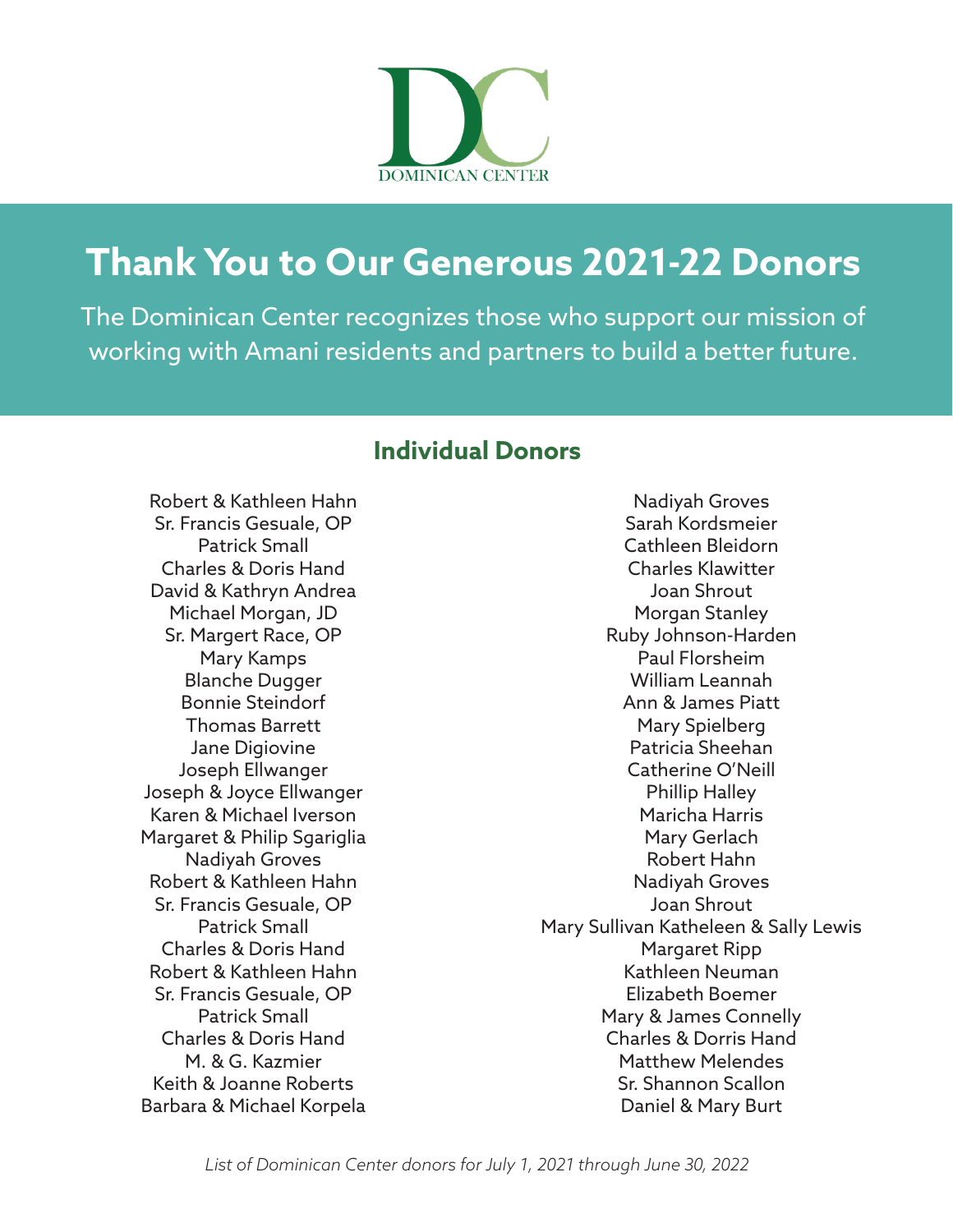DOMINICAN CENTER

# Thank You to Our Generous 2021-22 Donors

The Dominican Center recognizes those who support our mission of working with Amani residents and partners to build a better future.

## Individual Donors

Robert & Kathleen Hahn
Sr. Francis Gesuale, OP
Patrick Small
Charles & Doris Hand
David & Kathryn Andrea
Michael Morgan, JD
Sr. Margert Race, OP
Mary Kamps
Blanche Dugger
Bonnie Steindorf
Thomas Barrett
Jane Digiovine
Joseph Ellwanger
Joseph & Joyce Ellwanger
Karen & Michael Iverson
Margaret & Philip Sgariglia
Nadiyah Groves
Robert & Kathleen Hahn
Sr. Francis Gesuale, OP
Patrick Small
Charles & Doris Hand
Robert & Kathleen Hahn
Sr. Francis Gesuale, OP
Patrick Small
Charles & Doris Hand
M. & G. Kazmier
Keith & Joanne Roberts
Barbara & Michael Korpela
Nadiyah Groves
Sarah Kordsmeier
Cathleen Bleidorn
Charles Klawitter
Joan Shrout
Morgan Stanley
Ruby Johnson-Harden
Paul Florsheim
William Leannah
Ann & James Piatt
Mary Spielberg
Patricia Sheehan
Catherine O'Neill
Phillip Halley
Maricha Harris
Mary Gerlach
Robert Hahn
Nadiyah Groves
Joan Shrout
Mary Sullivan Katheleen & Sally Lewis
Margaret Ripp
Kathleen Neuman
Elizabeth Boemer
Mary & James Connelly
Charles & Dorris Hand
Matthew Melendes
Sr. Shannon Scallon
Daniel & Mary Burt

*List of Dominican Center donors for July 1, 2021 through June 30, 2022*